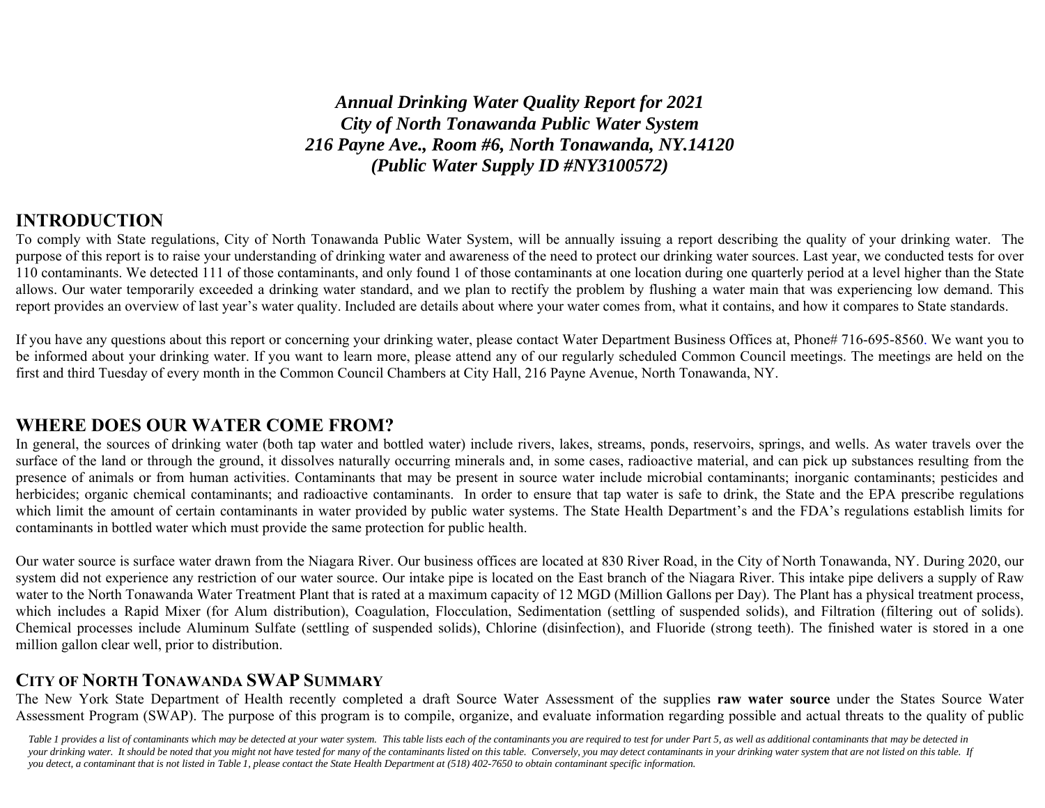***Annual Drinking Water Quality Report for 2021***
***City of North Tonawanda Public Water System***
***216 Payne Ave., Room #6, North Tonawanda, NY.14120***
***(Public Water Supply ID #NY3100572)***

## INTRODUCTION

To comply with State regulations, City of North Tonawanda Public Water System, will be annually issuing a report describing the quality of your drinking water. The purpose of this report is to raise your understanding of drinking water and awareness of the need to protect our drinking water sources. Last year, we conducted tests for over 110 contaminants. We detected 111 of those contaminants, and only found 1 of those contaminants at one location during one quarterly period at a level higher than the State allows. Our water temporarily exceeded a drinking water standard, and we plan to rectify the problem by flushing a water main that was experiencing low demand. This report provides an overview of last year's water quality. Included are details about where your water comes from, what it contains, and how it compares to State standards.

If you have any questions about this report or concerning your drinking water, please contact Water Department Business Offices at, Phone# 716-695-8560. We want you to be informed about your drinking water. If you want to learn more, please attend any of our regularly scheduled Common Council meetings. The meetings are held on the first and third Tuesday of every month in the Common Council Chambers at City Hall, 216 Payne Avenue, North Tonawanda, NY.

## WHERE DOES OUR WATER COME FROM?

In general, the sources of drinking water (both tap water and bottled water) include rivers, lakes, streams, ponds, reservoirs, springs, and wells. As water travels over the surface of the land or through the ground, it dissolves naturally occurring minerals and, in some cases, radioactive material, and can pick up substances resulting from the presence of animals or from human activities. Contaminants that may be present in source water include microbial contaminants; inorganic contaminants; pesticides and herbicides; organic chemical contaminants; and radioactive contaminants. In order to ensure that tap water is safe to drink, the State and the EPA prescribe regulations which limit the amount of certain contaminants in water provided by public water systems. The State Health Department's and the FDA's regulations establish limits for contaminants in bottled water which must provide the same protection for public health.

Our water source is surface water drawn from the Niagara River. Our business offices are located at 830 River Road, in the City of North Tonawanda, NY. During 2020, our system did not experience any restriction of our water source. Our intake pipe is located on the East branch of the Niagara River. This intake pipe delivers a supply of Raw water to the North Tonawanda Water Treatment Plant that is rated at a maximum capacity of 12 MGD (Million Gallons per Day). The Plant has a physical treatment process, which includes a Rapid Mixer (for Alum distribution), Coagulation, Flocculation, Sedimentation (settling of suspended solids), and Filtration (filtering out of solids). Chemical processes include Aluminum Sulfate (settling of suspended solids), Chlorine (disinfection), and Fluoride (strong teeth). The finished water is stored in a one million gallon clear well, prior to distribution.

## CITY OF NORTH TONAWANDA SWAP SUMMARY

The New York State Department of Health recently completed a draft Source Water Assessment of the supplies **raw water source** under the States Source Water Assessment Program (SWAP). The purpose of this program is to compile, organize, and evaluate information regarding possible and actual threats to the quality of public

*Table 1 provides a list of contaminants which may be detected at your water system. This table lists each of the contaminants you are required to test for under Part 5, as well as additional contaminants that may be detected in your drinking water. It should be noted that you might not have tested for many of the contaminants listed on this table. Conversely, you may detect contaminants in your drinking water system that are not listed on this table. If you detect, a contaminant that is not listed in Table 1, please contact the State Health Department at (518) 402-7650 to obtain contaminant specific information.*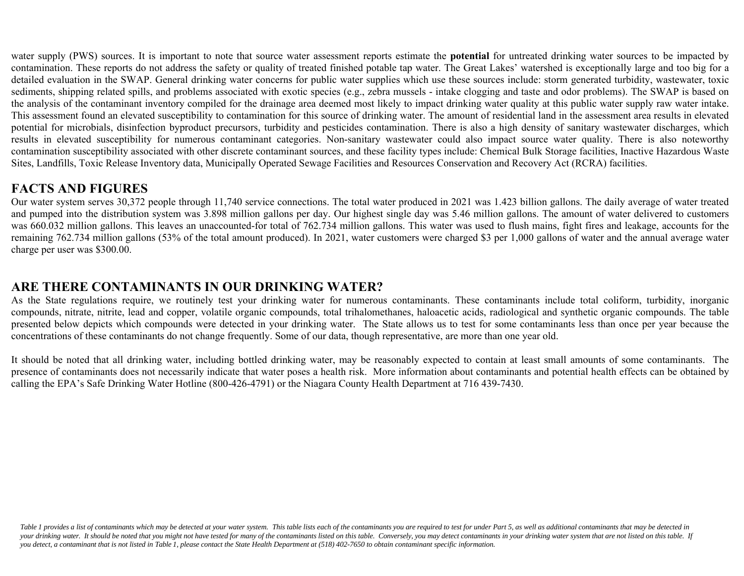water supply (PWS) sources. It is important to note that source water assessment reports estimate the **potential** for untreated drinking water sources to be impacted by contamination. These reports do not address the safety or quality of treated finished potable tap water. The Great Lakes' watershed is exceptionally large and too big for a detailed evaluation in the SWAP. General drinking water concerns for public water supplies which use these sources include: storm generated turbidity, wastewater, toxic sediments, shipping related spills, and problems associated with exotic species (e.g., zebra mussels - intake clogging and taste and odor problems). The SWAP is based on the analysis of the contaminant inventory compiled for the drainage area deemed most likely to impact drinking water quality at this public water supply raw water intake. This assessment found an elevated susceptibility to contamination for this source of drinking water. The amount of residential land in the assessment area results in elevated potential for microbials, disinfection byproduct precursors, turbidity and pesticides contamination. There is also a high density of sanitary wastewater discharges, which results in elevated susceptibility for numerous contaminant categories. Non-sanitary wastewater could also impact source water quality. There is also noteworthy contamination susceptibility associated with other discrete contaminant sources, and these facility types include: Chemical Bulk Storage facilities, Inactive Hazardous Waste Sites, Landfills, Toxic Release Inventory data, Municipally Operated Sewage Facilities and Resources Conservation and Recovery Act (RCRA) facilities.

## FACTS AND FIGURES

Our water system serves 30,372 people through 11,740 service connections. The total water produced in 2021 was 1.423 billion gallons. The daily average of water treated and pumped into the distribution system was 3.898 million gallons per day. Our highest single day was 5.46 million gallons. The amount of water delivered to customers was 660.032 million gallons. This leaves an unaccounted-for total of 762.734 million gallons. This water was used to flush mains, fight fires and leakage, accounts for the remaining 762.734 million gallons (53% of the total amount produced). In 2021, water customers were charged $3 per 1,000 gallons of water and the annual average water charge per user was $300.00.

## ARE THERE CONTAMINANTS IN OUR DRINKING WATER?

As the State regulations require, we routinely test your drinking water for numerous contaminants. These contaminants include total coliform, turbidity, inorganic compounds, nitrate, nitrite, lead and copper, volatile organic compounds, total trihalomethanes, haloacetic acids, radiological and synthetic organic compounds. The table presented below depicts which compounds were detected in your drinking water. The State allows us to test for some contaminants less than once per year because the concentrations of these contaminants do not change frequently. Some of our data, though representative, are more than one year old.

It should be noted that all drinking water, including bottled drinking water, may be reasonably expected to contain at least small amounts of some contaminants. The presence of contaminants does not necessarily indicate that water poses a health risk. More information about contaminants and potential health effects can be obtained by calling the EPA's Safe Drinking Water Hotline (800-426-4791) or the Niagara County Health Department at 716 439-7430.

*Table 1 provides a list of contaminants which may be detected at your water system. This table lists each of the contaminants you are required to test for under Part 5, as well as additional contaminants that may be detected in your drinking water. It should be noted that you might not have tested for many of the contaminants listed on this table. Conversely, you may detect contaminants in your drinking water system that are not listed on this table. If you detect, a contaminant that is not listed in Table 1, please contact the State Health Department at (518) 402-7650 to obtain contaminant specific information.*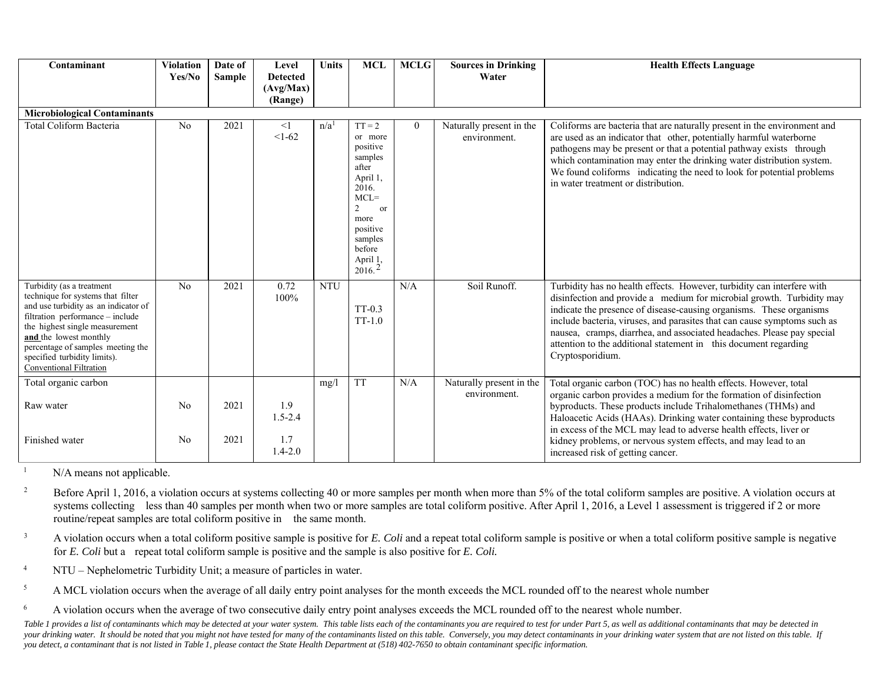| Contaminant | Violation Yes/No | Date of Sample | Level Detected (Avg/Max) (Range) | Units | MCL | MCLG | Sources in Drinking Water | Health Effects Language |
|---|---|---|---|---|---|---|---|---|
| **Microbiological Contaminants** | | | | | | | | |
| Total Coliform Bacteria | No | 2021 | <1<br><1-62 | n/a[1] | TT = 2 or more positive samples after April 1, 2016. MCL= 2 or more positive samples before April 1, 2016.[2] | 0 | Naturally present in the environment. | Coliforms are bacteria that are naturally present in the environment and are used as an indicator that other, potentially harmful waterborne pathogens may be present or that a potential pathway exists through which contamination may enter the drinking water distribution system. We found coliforms indicating the need to look for potential problems in water treatment or distribution. |
| Turbidity (as a treatment technique for systems that filter and use turbidity as an indicator of filtration performance – include the highest single measurement **and** the lowest monthly percentage of samples meeting the specified turbidity limits). Conventional Filtration | No | 2021 | 0.72<br>100% | NTU | TT-0.3<br>TT-1.0 | N/A | Soil Runoff. | Turbidity has no health effects. However, turbidity can interfere with disinfection and provide a medium for microbial growth. Turbidity may indicate the presence of disease-causing organisms. These organisms include bacteria, viruses, and parasites that can cause symptoms such as nausea, cramps, diarrhea, and associated headaches. Please pay special attention to the additional statement in this document regarding Cryptosporidium. |
| Total organic carbon | | | | mg/l | TT | N/A | Naturally present in the environment. | Total organic carbon (TOC) has no health effects. However, total organic carbon provides a medium for the formation of disinfection byproducts. These products include Trihalomethanes (THMs) and Haloacetic Acids (HAAs). Drinking water containing these byproducts in excess of the MCL may lead to adverse health effects, liver or kidney problems, or nervous system effects, and may lead to an increased risk of getting cancer. |
| Raw water | No | 2021 | 1.9<br>1.5-2.4 | | | | | |
| Finished water | No | 2021 | 1.7<br>1.4-2.0 | | | | | |

[1] N/A means not applicable.

[2] Before April 1, 2016, a violation occurs at systems collecting 40 or more samples per month when more than 5% of the total coliform samples are positive. A violation occurs at systems collecting less than 40 samples per month when two or more samples are total coliform positive. After April 1, 2016, a Level 1 assessment is triggered if 2 or more routine/repeat samples are total coliform positive in the same month.

[3] A violation occurs when a total coliform positive sample is positive for *E. Coli* and a repeat total coliform sample is positive or when a total coliform positive sample is negative for *E. Coli* but a repeat total coliform sample is positive and the sample is also positive for ***E. Coli.***

[4] NTU – Nephelometric Turbidity Unit; a measure of particles in water.

[5] A MCL violation occurs when the average of all daily entry point analyses for the month exceeds the MCL rounded off to the nearest whole number

[6] A violation occurs when the average of two consecutive daily entry point analyses exceeds the MCL rounded off to the nearest whole number.

*Table 1 provides a list of contaminants which may be detected at your water system. This table lists each of the contaminants you are required to test for under Part 5, as well as additional contaminants that may be detected in your drinking water. It should be noted that you might not have tested for many of the contaminants listed on this table. Conversely, you may detect contaminants in your drinking water system that are not listed on this table. If you detect, a contaminant that is not listed in Table 1, please contact the State Health Department at (518) 402-7650 to obtain contaminant specific information.*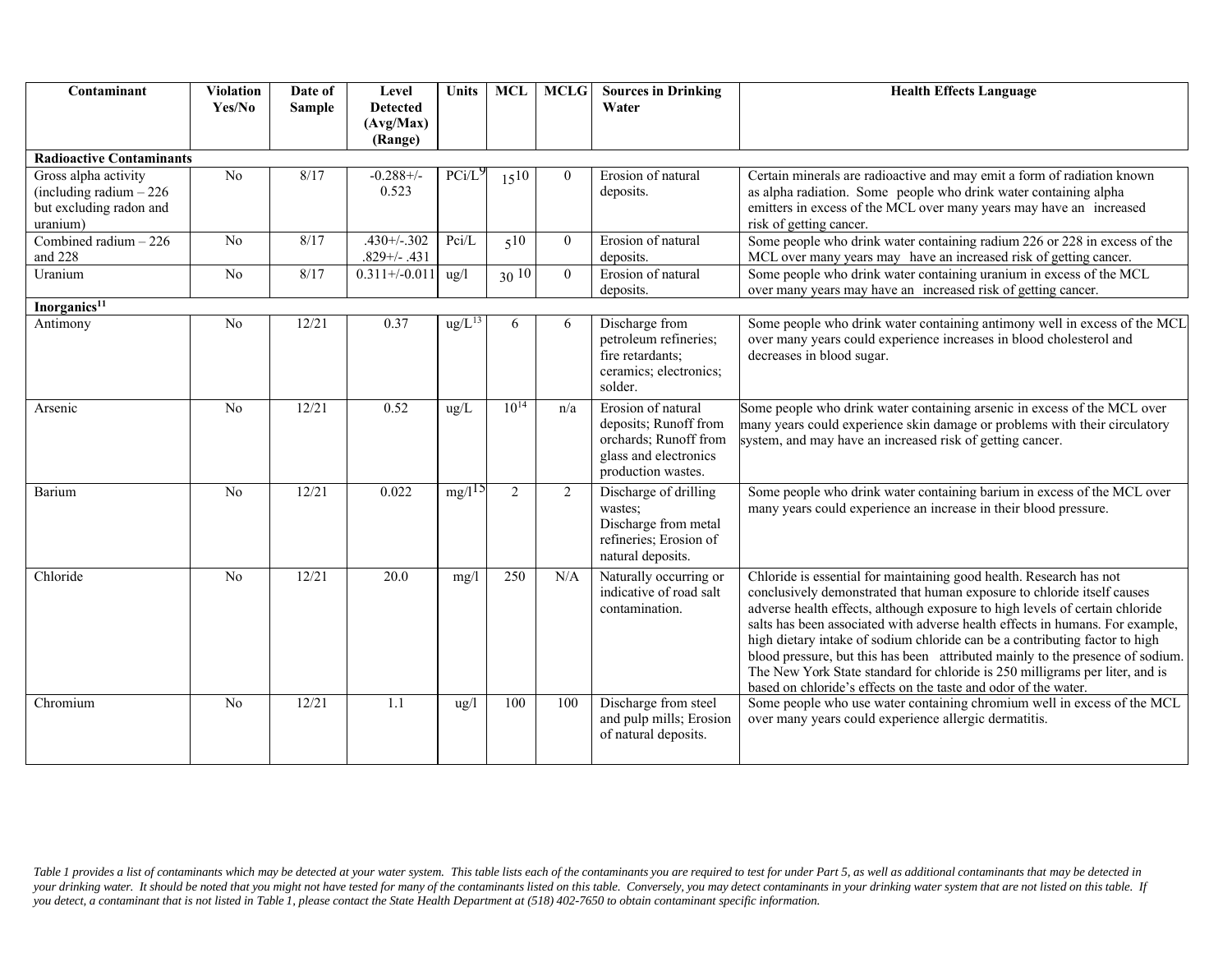| Contaminant | Violation Yes/No | Date of Sample | Level Detected (Avg/Max) (Range) | Units | MCL | MCLG | Sources in Drinking Water | Health Effects Language |
|---|---|---|---|---|---|---|---|---|
| **Radioactive Contaminants** | | | | | | | | |
| Gross alpha activity (including radium – 226 but excluding radon and uranium) | No | 8/17 | -0.288+/- 0.523 | PCi/L[9] | 15[10] | 0 | Erosion of natural deposits. | Certain minerals are radioactive and may emit a form of radiation known as alpha radiation. Some people who drink water containing alpha emitters in excess of the MCL over many years may have an increased risk of getting cancer. |
| Combined radium – 226 and 228 | No | 8/17 | .430+/-.302 .829+/- .431 | Pci/L | 5[10] | 0 | Erosion of natural deposits. | Some people who drink water containing radium 226 or 228 in excess of the MCL over many years may have an increased risk of getting cancer. |
| Uranium | No | 8/17 | 0.311+/-0.011 | ug/l | 30[10] | 0 | Erosion of natural deposits. | Some people who drink water containing uranium in excess of the MCL over many years may have an increased risk of getting cancer. |
| **Inorganics[11]** | | | | | | | | |
| Antimony | No | 12/21 | 0.37 | ug/L[13] | 6 | 6 | Discharge from petroleum refineries; fire retardants; ceramics; electronics; solder. | Some people who drink water containing antimony well in excess of the MCL over many years could experience increases in blood cholesterol and decreases in blood sugar. |
| Arsenic | No | 12/21 | 0.52 | ug/L | 10[14] | n/a | Erosion of natural deposits; Runoff from orchards; Runoff from glass and electronics production wastes. | Some people who drink water containing arsenic in excess of the MCL over many years could experience skin damage or problems with their circulatory system, and may have an increased risk of getting cancer. |
| Barium | No | 12/21 | 0.022 | mg/l[15] | 2 | 2 | Discharge of drilling wastes; Discharge from metal refineries; Erosion of natural deposits. | Some people who drink water containing barium in excess of the MCL over many years could experience an increase in their blood pressure. |
| Chloride | No | 12/21 | 20.0 | mg/l | 250 | N/A | Naturally occurring or indicative of road salt contamination. | Chloride is essential for maintaining good health. Research has not conclusively demonstrated that human exposure to chloride itself causes adverse health effects, although exposure to high levels of certain chloride salts has been associated with adverse health effects in humans. For example, high dietary intake of sodium chloride can be a contributing factor to high blood pressure, but this has been attributed mainly to the presence of sodium. The New York State standard for chloride is 250 milligrams per liter, and is based on chloride's effects on the taste and odor of the water. |
| Chromium | No | 12/21 | 1.1 | ug/l | 100 | 100 | Discharge from steel and pulp mills; Erosion of natural deposits. | Some people who use water containing chromium well in excess of the MCL over many years could experience allergic dermatitis. |

*Table 1 provides a list of contaminants which may be detected at your water system. This table lists each of the contaminants you are required to test for under Part 5, as well as additional contaminants that may be detected in your drinking water. It should be noted that you might not have tested for many of the contaminants listed on this table. Conversely, you may detect contaminants in your drinking water system that are not listed on this table. If you detect, a contaminant that is not listed in Table 1, please contact the State Health Department at (518) 402-7650 to obtain contaminant specific information.*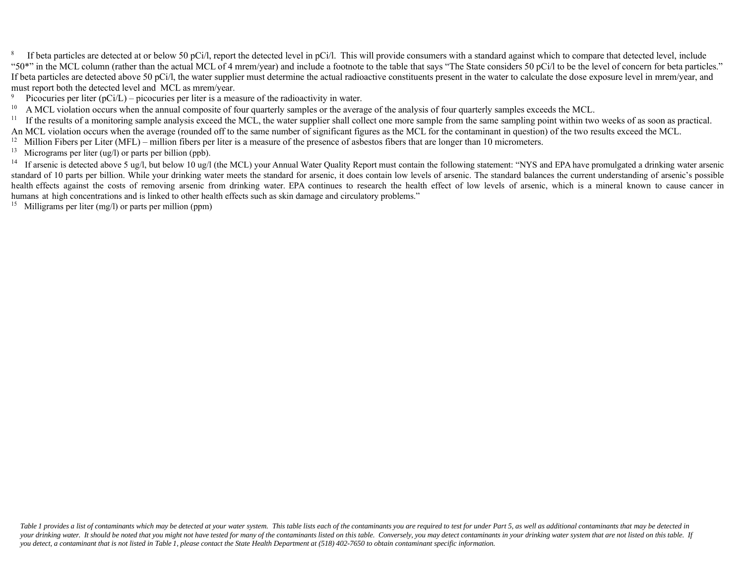[8] If beta particles are detected at or below 50 pCi/l, report the detected level in pCi/l. This will provide consumers with a standard against which to compare that detected level, include "50*" in the MCL column (rather than the actual MCL of 4 mrem/year) and include a footnote to the table that says "The State considers 50 pCi/l to be the level of concern for beta particles." If beta particles are detected above 50 pCi/l, the water supplier must determine the actual radioactive constituents present in the water to calculate the dose exposure level in mrem/year, and must report both the detected level and MCL as mrem/year.

[9] Picocuries per liter (pCi/L) – picocuries per liter is a measure of the radioactivity in water.

[10] A MCL violation occurs when the annual composite of four quarterly samples or the average of the analysis of four quarterly samples exceeds the MCL.

[11] If the results of a monitoring sample analysis exceed the MCL, the water supplier shall collect one more sample from the same sampling point within two weeks of as soon as practical. An MCL violation occurs when the average (rounded off to the same number of significant figures as the MCL for the contaminant in question) of the two results exceed the MCL.

[12] Million Fibers per Liter (MFL) – million fibers per liter is a measure of the presence of asbestos fibers that are longer than 10 micrometers.

[13] Micrograms per liter (ug/l) or parts per billion (ppb).

[14] If arsenic is detected above 5 ug/l, but below 10 ug/l (the MCL) your Annual Water Quality Report must contain the following statement: "NYS and EPA have promulgated a drinking water arsenic standard of 10 parts per billion. While your drinking water meets the standard for arsenic, it does contain low levels of arsenic. The standard balances the current understanding of arsenic's possible health effects against the costs of removing arsenic from drinking water. EPA continues to research the health effect of low levels of arsenic, which is a mineral known to cause cancer in humans at high concentrations and is linked to other health effects such as skin damage and circulatory problems."

[15] Milligrams per liter (mg/l) or parts per million (ppm)

*Table 1 provides a list of contaminants which may be detected at your water system. This table lists each of the contaminants you are required to test for under Part 5, as well as additional contaminants that may be detected in your drinking water. It should be noted that you might not have tested for many of the contaminants listed on this table. Conversely, you may detect contaminants in your drinking water system that are not listed on this table. If you detect, a contaminant that is not listed in Table 1, please contact the State Health Department at (518) 402-7650 to obtain contaminant specific information.*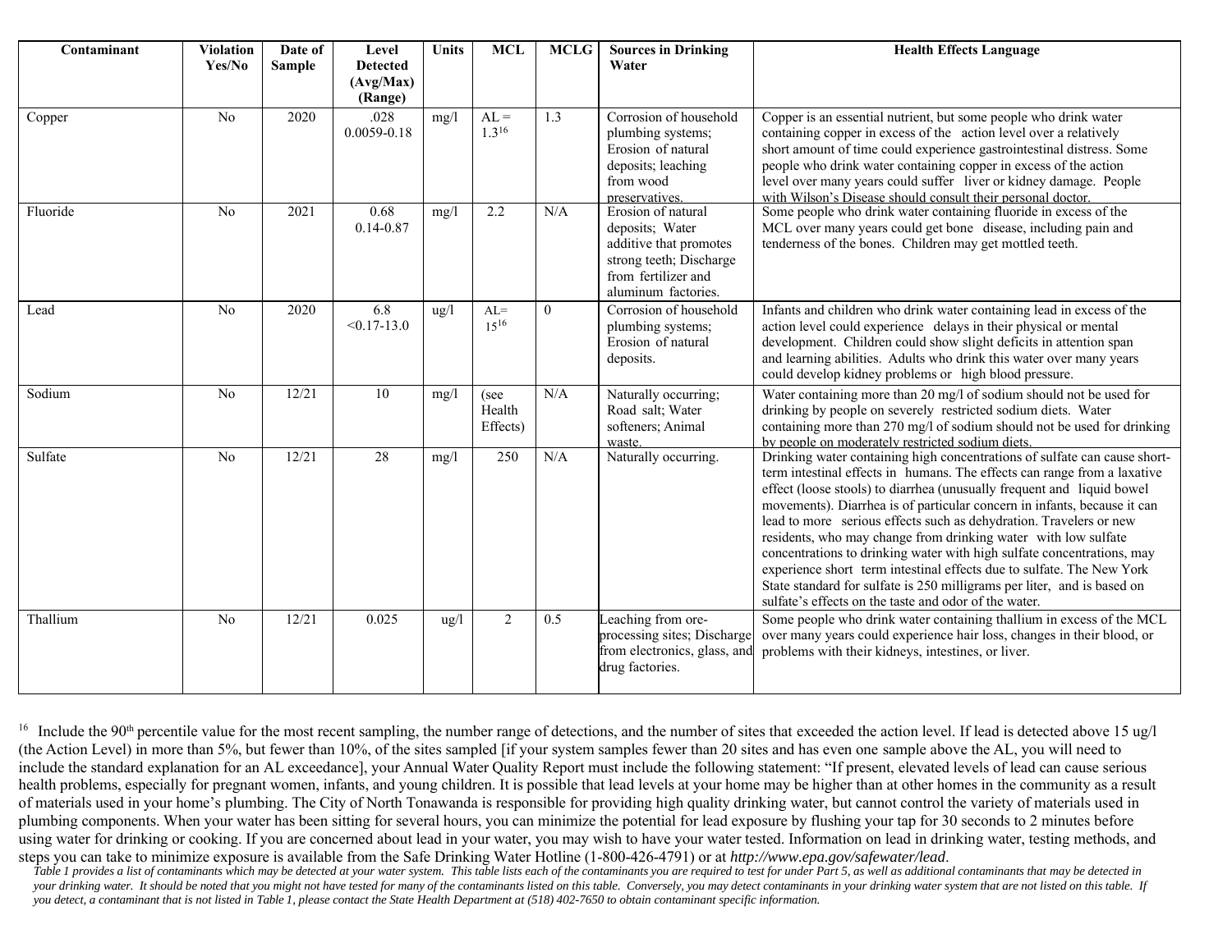| Contaminant | Violation Yes/No | Date of Sample | Level Detected (Avg/Max) (Range) | Units | MCL | MCLG | Sources in Drinking Water | Health Effects Language |
|---|---|---|---|---|---|---|---|---|
| Copper | No | 2020 | .028 0.0059-0.18 | mg/l | AL = 1.3[16] | 1.3 | Corrosion of household plumbing systems; Erosion of natural deposits; leaching from wood preservatives. | Copper is an essential nutrient, but some people who drink water containing copper in excess of the action level over a relatively short amount of time could experience gastrointestinal distress. Some people who drink water containing copper in excess of the action level over many years could suffer liver or kidney damage. People with Wilson's Disease should consult their personal doctor. |
| Fluoride | No | 2021 | 0.68 0.14-0.87 | mg/l | 2.2 | N/A | Erosion of natural deposits; Water additive that promotes strong teeth; Discharge from fertilizer and aluminum factories. | Some people who drink water containing fluoride in excess of the MCL over many years could get bone disease, including pain and tenderness of the bones. Children may get mottled teeth. |
| Lead | No | 2020 | 6.8 <0.17-13.0 | ug/l | AL= 15[16] | 0 | Corrosion of household plumbing systems; Erosion of natural deposits. | Infants and children who drink water containing lead in excess of the action level could experience delays in their physical or mental development. Children could show slight deficits in attention span and learning abilities. Adults who drink this water over many years could develop kidney problems or high blood pressure. |
| Sodium | No | 12/21 | 10 | mg/l | (see Health Effects) | N/A | Naturally occurring; Road salt; Water softeners; Animal waste. | Water containing more than 20 mg/l of sodium should not be used for drinking by people on severely restricted sodium diets. Water containing more than 270 mg/l of sodium should not be used for drinking by people on moderately restricted sodium diets. |
| Sulfate | No | 12/21 | 28 | mg/l | 250 | N/A | Naturally occurring. | Drinking water containing high concentrations of sulfate can cause short-term intestinal effects in humans. The effects can range from a laxative effect (loose stools) to diarrhea (unusually frequent and liquid bowel movements). Diarrhea is of particular concern in infants, because it can lead to more serious effects such as dehydration. Travelers or new residents, who may change from drinking water with low sulfate concentrations to drinking water with high sulfate concentrations, may experience short term intestinal effects due to sulfate. The New York State standard for sulfate is 250 milligrams per liter, and is based on sulfate's effects on the taste and odor of the water. |
| Thallium | No | 12/21 | 0.025 | ug/l | 2 | 0.5 | Leaching from ore-processing sites; Discharge from electronics, glass, and drug factories. | Some people who drink water containing thallium in excess of the MCL over many years could experience hair loss, changes in their blood, or problems with their kidneys, intestines, or liver. |

[16] Include the 90th percentile value for the most recent sampling, the number range of detections, and the number of sites that exceeded the action level. If lead is detected above 15 ug/l (the Action Level) in more than 5%, but fewer than 10%, of the sites sampled [if your system samples fewer than 20 sites and has even one sample above the AL, you will need to include the standard explanation for an AL exceedance], your Annual Water Quality Report must include the following statement: "If present, elevated levels of lead can cause serious health problems, especially for pregnant women, infants, and young children. It is possible that lead levels at your home may be higher than at other homes in the community as a result of materials used in your home's plumbing. The City of North Tonawanda is responsible for providing high quality drinking water, but cannot control the variety of materials used in plumbing components. When your water has been sitting for several hours, you can minimize the potential for lead exposure by flushing your tap for 30 seconds to 2 minutes before using water for drinking or cooking. If you are concerned about lead in your water, you may wish to have your water tested. Information on lead in drinking water, testing methods, and steps you can take to minimize exposure is available from the Safe Drinking Water Hotline (1-800-426-4791) or at *http://www.epa.gov/safewater/lead*.

*Table 1 provides a list of contaminants which may be detected at your water system. This table lists each of the contaminants you are required to test for under Part 5, as well as additional contaminants that may be detected in your drinking water. It should be noted that you might not have tested for many of the contaminants listed on this table. Conversely, you may detect contaminants in your drinking water system that are not listed on this table. If you detect, a contaminant that is not listed in Table 1, please contact the State Health Department at (518) 402-7650 to obtain contaminant specific information.*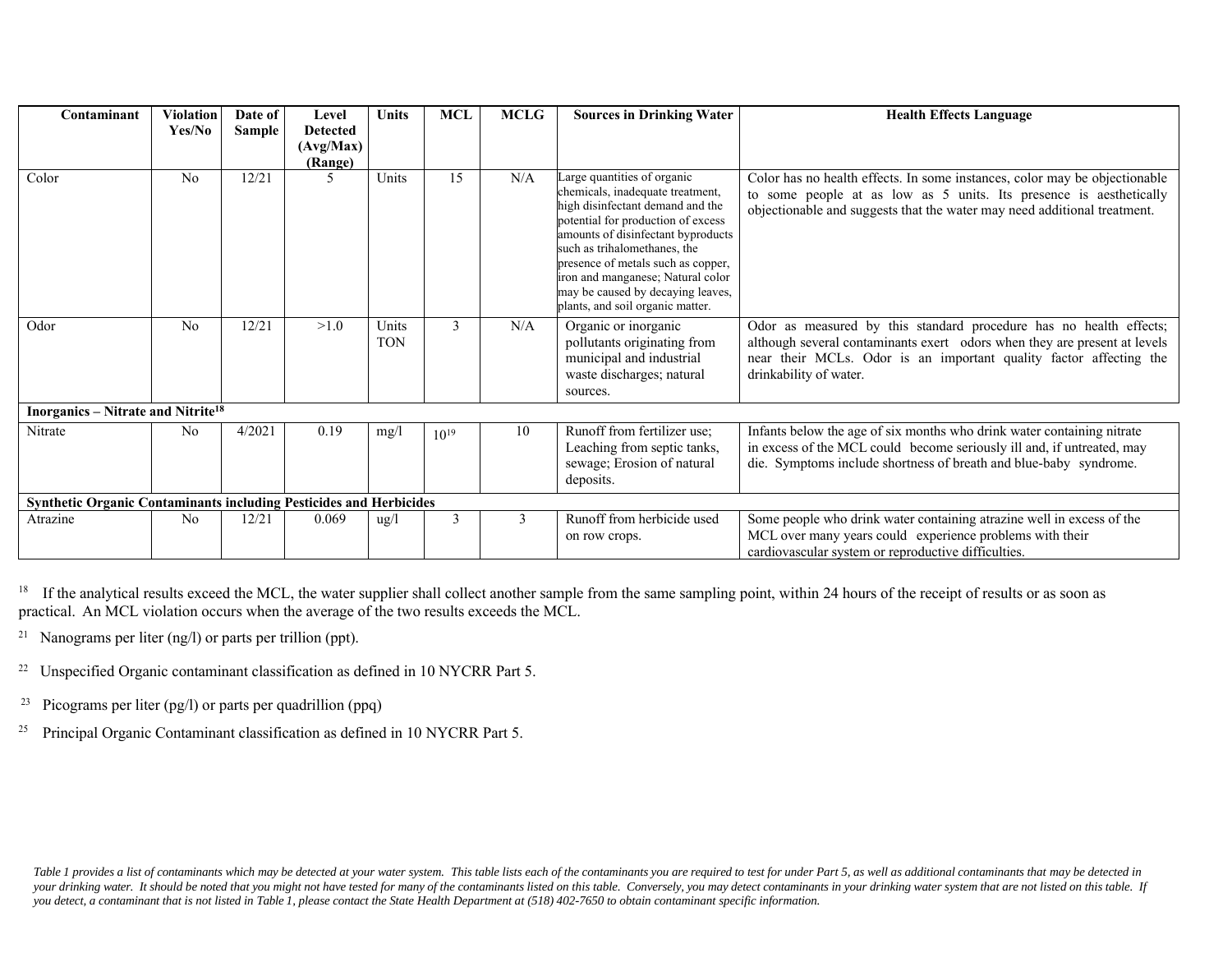| Contaminant | Violation Yes/No | Date of Sample | Level Detected (Avg/Max) (Range) | Units | MCL | MCLG | Sources in Drinking Water | Health Effects Language |
|---|---|---|---|---|---|---|---|---|
| Color | No | 12/21 | 5 | Units | 15 | N/A | Large quantities of organic chemicals, inadequate treatment, high disinfectant demand and the potential for production of excess amounts of disinfectant byproducts such as trihalomethanes, the presence of metals such as copper, iron and manganese; Natural color may be caused by decaying leaves, plants, and soil organic matter. | Color has no health effects. In some instances, color may be objectionable to some people at as low as 5 units. Its presence is aesthetically objectionable and suggests that the water may need additional treatment. |
| Odor | No | 12/21 | >1.0 | Units TON | 3 | N/A | Organic or inorganic pollutants originating from municipal and industrial waste discharges; natural sources. | Odor as measured by this standard procedure has no health effects; although several contaminants exert odors when they are present at levels near their MCLs. Odor is an important quality factor affecting the drinkability of water. |
| **Inorganics – Nitrate and Nitrite[18]** | | | | | | | | |
| Nitrate | No | 4/2021 | 0.19 | mg/l | 10[19] | 10 | Runoff from fertilizer use; Leaching from septic tanks, sewage; Erosion of natural deposits. | Infants below the age of six months who drink water containing nitrate in excess of the MCL could become seriously ill and, if untreated, may die. Symptoms include shortness of breath and blue-baby syndrome. |
| **Synthetic Organic Contaminants including Pesticides and Herbicides** | | | | | | | | |
| Atrazine | No | 12/21 | 0.069 | ug/l | 3 | 3 | Runoff from herbicide used on row crops. | Some people who drink water containing atrazine well in excess of the MCL over many years could experience problems with their cardiovascular system or reproductive difficulties. |

[18] If the analytical results exceed the MCL, the water supplier shall collect another sample from the same sampling point, within 24 hours of the receipt of results or as soon as practical. An MCL violation occurs when the average of the two results exceeds the MCL.

[21] Nanograms per liter (ng/l) or parts per trillion (ppt).

[22] Unspecified Organic contaminant classification as defined in 10 NYCRR Part 5.

[23] Picograms per liter (pg/l) or parts per quadrillion (ppq)

[25] Principal Organic Contaminant classification as defined in 10 NYCRR Part 5.

*Table 1 provides a list of contaminants which may be detected at your water system. This table lists each of the contaminants you are required to test for under Part 5, as well as additional contaminants that may be detected in your drinking water. It should be noted that you might not have tested for many of the contaminants listed on this table. Conversely, you may detect contaminants in your drinking water system that are not listed on this table. If you detect, a contaminant that is not listed in Table 1, please contact the State Health Department at (518) 402-7650 to obtain contaminant specific information.*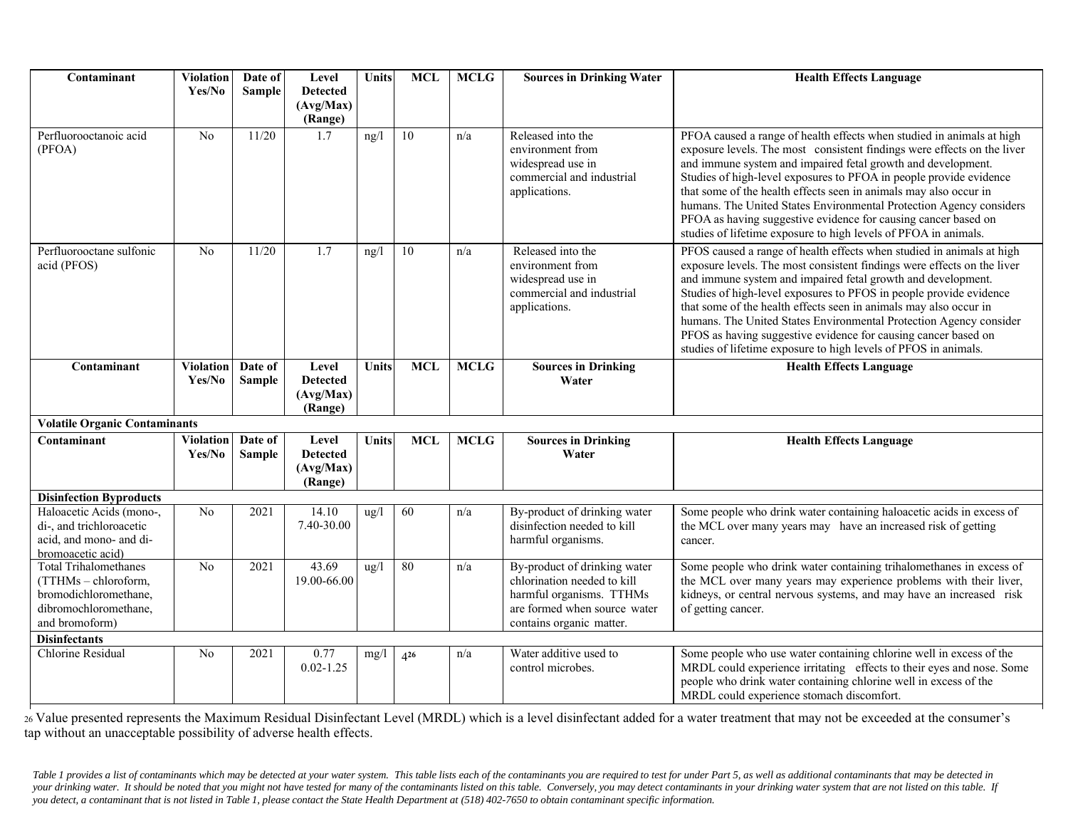| Contaminant | Violation Yes/No | Date of Sample | Level Detected (Avg/Max) (Range) | Units | MCL | MCLG | Sources in Drinking Water | Health Effects Language |
|---|---|---|---|---|---|---|---|---|
| Perfluorooctanoic acid (PFOA) | No | 11/20 | 1.7 | ng/l | 10 | n/a | Released into the environment from widespread use in commercial and industrial applications. | PFOA caused a range of health effects when studied in animals at high exposure levels. The most consistent findings were effects on the liver and immune system and impaired fetal growth and development. Studies of high-level exposures to PFOA in people provide evidence that some of the health effects seen in animals may also occur in humans. The United States Environmental Protection Agency considers PFOA as having suggestive evidence for causing cancer based on studies of lifetime exposure to high levels of PFOA in animals. |
| Perfluorooctane sulfonic acid (PFOS) | No | 11/20 | 1.7 | ng/l | 10 | n/a | Released into the environment from widespread use in commercial and industrial applications. | PFOS caused a range of health effects when studied in animals at high exposure levels. The most consistent findings were effects on the liver and immune system and impaired fetal growth and development. Studies of high-level exposures to PFOS in people provide evidence that some of the health effects seen in animals may also occur in humans. The United States Environmental Protection Agency consider PFOS as having suggestive evidence for causing cancer based on studies of lifetime exposure to high levels of PFOS in animals. |
| **Contaminant** | **Violation Yes/No** | **Date of Sample** | **Level Detected (Avg/Max) (Range)** | **Units** | **MCL** | **MCLG** | **Sources in Drinking Water** | **Health Effects Language** |
| **Volatile Organic Contaminants** | | | | | | | | |
| **Contaminant** | **Violation Yes/No** | **Date of Sample** | **Level Detected (Avg/Max) (Range)** | **Units** | **MCL** | **MCLG** | **Sources in Drinking Water** | **Health Effects Language** |
| **Disinfection Byproducts** | | | | | | | | |
| Haloacetic Acids (mono-, di-, and trichloroacetic acid, and mono- and di-bromoacetic acid) | No | 2021 | 14.10 7.40-30.00 | ug/l | 60 | n/a | By-product of drinking water disinfection needed to kill harmful organisms. | Some people who drink water containing haloacetic acids in excess of the MCL over many years may have an increased risk of getting cancer. |
| Total Trihalomethanes (TTHMs – chloroform, bromodichloromethane, dibromochloromethane, and bromoform) | No | 2021 | 43.69 19.00-66.00 | ug/l | 80 | n/a | By-product of drinking water chlorination needed to kill harmful organisms. TTHMs are formed when source water contains organic matter. | Some people who drink water containing trihalomethanes in excess of the MCL over many years may experience problems with their liver, kidneys, or central nervous systems, and may have an increased risk of getting cancer. |
| **Disinfectants** | | | | | | | | |
| Chlorine Residual | No | 2021 | 0.77 0.02-1.25 | mg/l | 4[26] | n/a | Water additive used to control microbes. | Some people who use water containing chlorine well in excess of the MRDL could experience irritating effects to their eyes and nose. Some people who drink water containing chlorine well in excess of the MRDL could experience stomach discomfort. |

[26] Value presented represents the Maximum Residual Disinfectant Level (MRDL) which is a level disinfectant added for a water treatment that may not be exceeded at the consumer's tap without an unacceptable possibility of adverse health effects.

*Table 1 provides a list of contaminants which may be detected at your water system. This table lists each of the contaminants you are required to test for under Part 5, as well as additional contaminants that may be detected in your drinking water. It should be noted that you might not have tested for many of the contaminants listed on this table. Conversely, you may detect contaminants in your drinking water system that are not listed on this table. If you detect, a contaminant that is not listed in Table 1, please contact the State Health Department at (518) 402-7650 to obtain contaminant specific information.*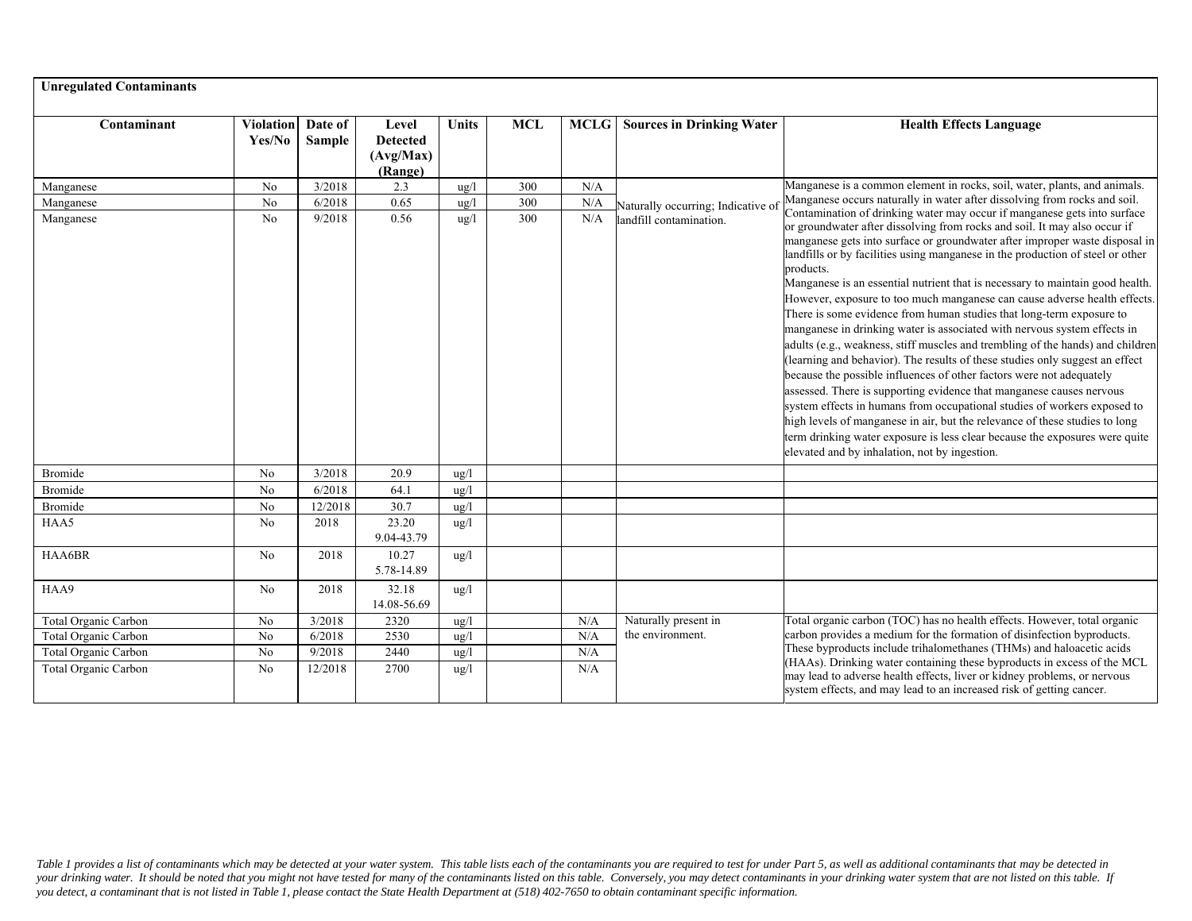**Unregulated Contaminants**

| Contaminant | Violation Yes/No | Date of Sample | Level Detected (Avg/Max) (Range) | Units | MCL | MCLG | Sources in Drinking Water | Health Effects Language |
|---|---|---|---|---|---|---|---|---|
| Manganese | No | 3/2018 | 2.3 | ug/l | 300 | N/A | Naturally occurring; Indicative of landfill contamination. | Manganese is a common element in rocks, soil, water, plants, and animals. Manganese occurs naturally in water after dissolving from rocks and soil. Contamination of drinking water may occur if manganese gets into surface or groundwater after dissolving from rocks and soil. It may also occur if manganese gets into surface or groundwater after improper waste disposal in landfills or by facilities using manganese in the production of steel or other products. Manganese is an essential nutrient that is necessary to maintain good health. However, exposure to too much manganese can cause adverse health effects. There is some evidence from human studies that long-term exposure to manganese in drinking water is associated with nervous system effects in adults (e.g., weakness, stiff muscles and trembling of the hands) and children (learning and behavior). The results of these studies only suggest an effect because the possible influences of other factors were not adequately assessed. There is supporting evidence that manganese causes nervous system effects in humans from occupational studies of workers exposed to high levels of manganese in air, but the relevance of these studies to long term drinking water exposure is less clear because the exposures were quite elevated and by inhalation, not by ingestion. |
| Manganese | No | 6/2018 | 0.65 | ug/l | 300 | N/A | | |
| Manganese | No | 9/2018 | 0.56 | ug/l | 300 | N/A | | |
| Bromide | No | 3/2018 | 20.9 | ug/l | | | | |
| Bromide | No | 6/2018 | 64.1 | ug/l | | | | |
| Bromide | No | 12/2018 | 30.7 | ug/l | | | | |
| HAA5 | No | 2018 | 23.20 9.04-43.79 | ug/l | | | | |
| HAA6BR | No | 2018 | 10.27 5.78-14.89 | ug/l | | | | |
| HAA9 | No | 2018 | 32.18 14.08-56.69 | ug/l | | | | |
| Total Organic Carbon | No | 3/2018 | 2320 | ug/l | | N/A | Naturally present in the environment. | Total organic carbon (TOC) has no health effects. However, total organic carbon provides a medium for the formation of disinfection byproducts. These byproducts include trihalomethanes (THMs) and haloacetic acids (HAAs). Drinking water containing these byproducts in excess of the MCL may lead to adverse health effects, liver or kidney problems, or nervous system effects, and may lead to an increased risk of getting cancer. |
| Total Organic Carbon | No | 6/2018 | 2530 | ug/l | | N/A | | |
| Total Organic Carbon | No | 9/2018 | 2440 | ug/l | | N/A | | |
| Total Organic Carbon | No | 12/2018 | 2700 | ug/l | | N/A | | |

*Table 1 provides a list of contaminants which may be detected at your water system. This table lists each of the contaminants you are required to test for under Part 5, as well as additional contaminants that may be detected in your drinking water. It should be noted that you might not have tested for many of the contaminants listed on this table. Conversely, you may detect contaminants in your drinking water system that are not listed on this table. If you detect, a contaminant that is not listed in Table 1, please contact the State Health Department at (518) 402-7650 to obtain contaminant specific information.*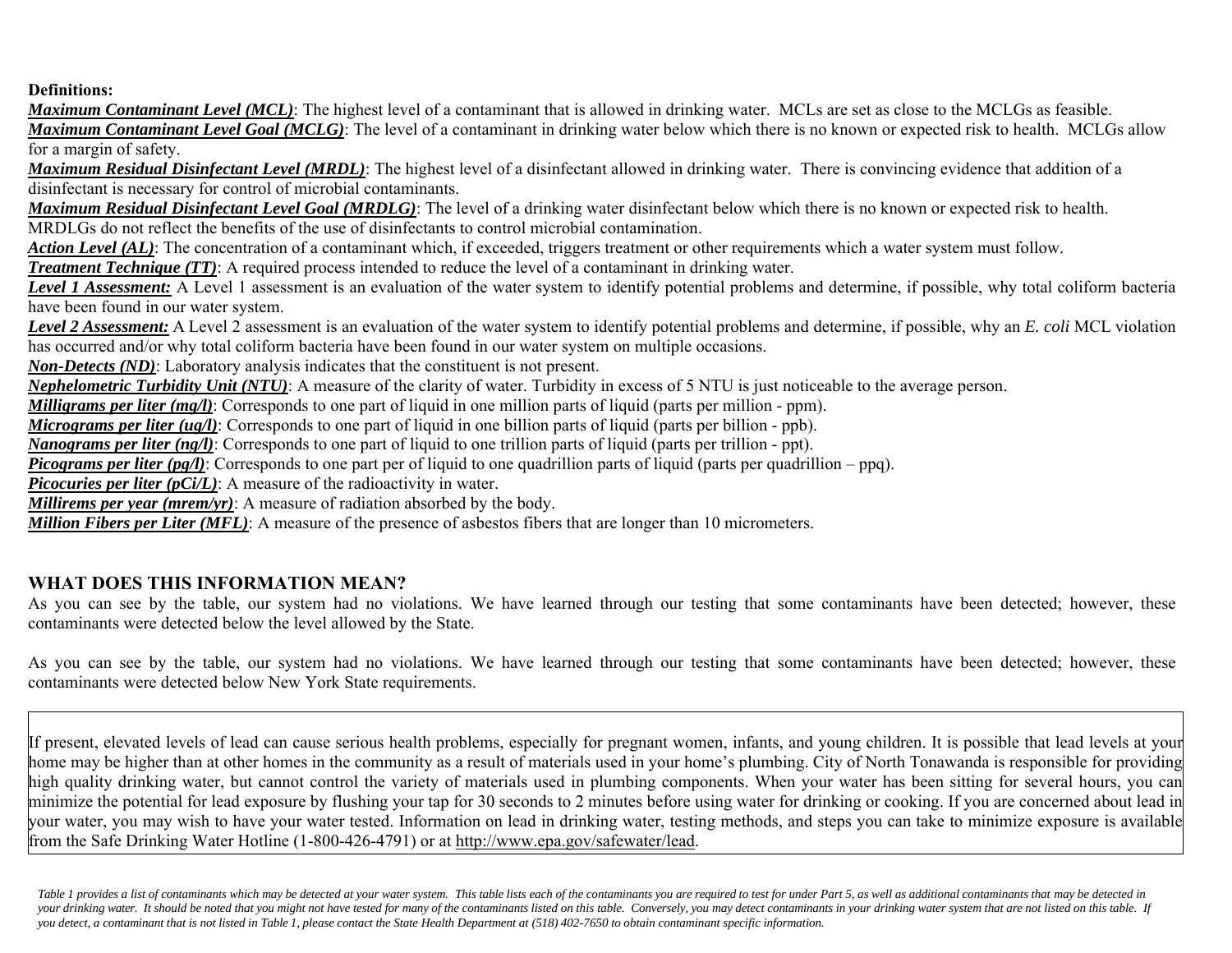**Definitions:**

***Maximum Contaminant Level (MCL)***: The highest level of a contaminant that is allowed in drinking water. MCLs are set as close to the MCLGs as feasible.

***Maximum Contaminant Level Goal (MCLG)***: The level of a contaminant in drinking water below which there is no known or expected risk to health. MCLGs allow for a margin of safety.

***Maximum Residual Disinfectant Level (MRDL)***: The highest level of a disinfectant allowed in drinking water. There is convincing evidence that addition of a disinfectant is necessary for control of microbial contaminants.

***Maximum Residual Disinfectant Level Goal (MRDLG)***: The level of a drinking water disinfectant below which there is no known or expected risk to health. MRDLGs do not reflect the benefits of the use of disinfectants to control microbial contamination.

***Action Level (AL)***: The concentration of a contaminant which, if exceeded, triggers treatment or other requirements which a water system must follow.

***Treatment Technique (TT)***: A required process intended to reduce the level of a contaminant in drinking water.

***Level 1 Assessment:*** A Level 1 assessment is an evaluation of the water system to identify potential problems and determine, if possible, why total coliform bacteria have been found in our water system.

***Level 2 Assessment:*** A Level 2 assessment is an evaluation of the water system to identify potential problems and determine, if possible, why an *E. coli* MCL violation has occurred and/or why total coliform bacteria have been found in our water system on multiple occasions.

***Non-Detects (ND)***: Laboratory analysis indicates that the constituent is not present.

***Nephelometric Turbidity Unit (NTU)***: A measure of the clarity of water. Turbidity in excess of 5 NTU is just noticeable to the average person.

***Milligrams per liter (mg/l)***: Corresponds to one part of liquid in one million parts of liquid (parts per million - ppm).

***Micrograms per liter (ug/l)***: Corresponds to one part of liquid in one billion parts of liquid (parts per billion - ppb).

***Nanograms per liter (ng/l)***: Corresponds to one part of liquid to one trillion parts of liquid (parts per trillion - ppt).

***Picograms per liter (pg/l)***: Corresponds to one part per of liquid to one quadrillion parts of liquid (parts per quadrillion – ppq).

***Picocuries per liter (pCi/L)***: A measure of the radioactivity in water.

***Millirems per year (mrem/yr)***: A measure of radiation absorbed by the body.

***Million Fibers per Liter (MFL)***: A measure of the presence of asbestos fibers that are longer than 10 micrometers.

## WHAT DOES THIS INFORMATION MEAN?

As you can see by the table, our system had no violations. We have learned through our testing that some contaminants have been detected; however, these contaminants were detected below the level allowed by the State.

As you can see by the table, our system had no violations. We have learned through our testing that some contaminants have been detected; however, these contaminants were detected below New York State requirements.

If present, elevated levels of lead can cause serious health problems, especially for pregnant women, infants, and young children. It is possible that lead levels at your home may be higher than at other homes in the community as a result of materials used in your home's plumbing. City of North Tonawanda is responsible for providing high quality drinking water, but cannot control the variety of materials used in plumbing components. When your water has been sitting for several hours, you can minimize the potential for lead exposure by flushing your tap for 30 seconds to 2 minutes before using water for drinking or cooking. If you are concerned about lead in your water, you may wish to have your water tested. Information on lead in drinking water, testing methods, and steps you can take to minimize exposure is available from the Safe Drinking Water Hotline (1-800-426-4791) or at http://www.epa.gov/safewater/lead.

*Table 1 provides a list of contaminants which may be detected at your water system. This table lists each of the contaminants you are required to test for under Part 5, as well as additional contaminants that may be detected in your drinking water. It should be noted that you might not have tested for many of the contaminants listed on this table. Conversely, you may detect contaminants in your drinking water system that are not listed on this table. If you detect, a contaminant that is not listed in Table 1, please contact the State Health Department at (518) 402-7650 to obtain contaminant specific information.*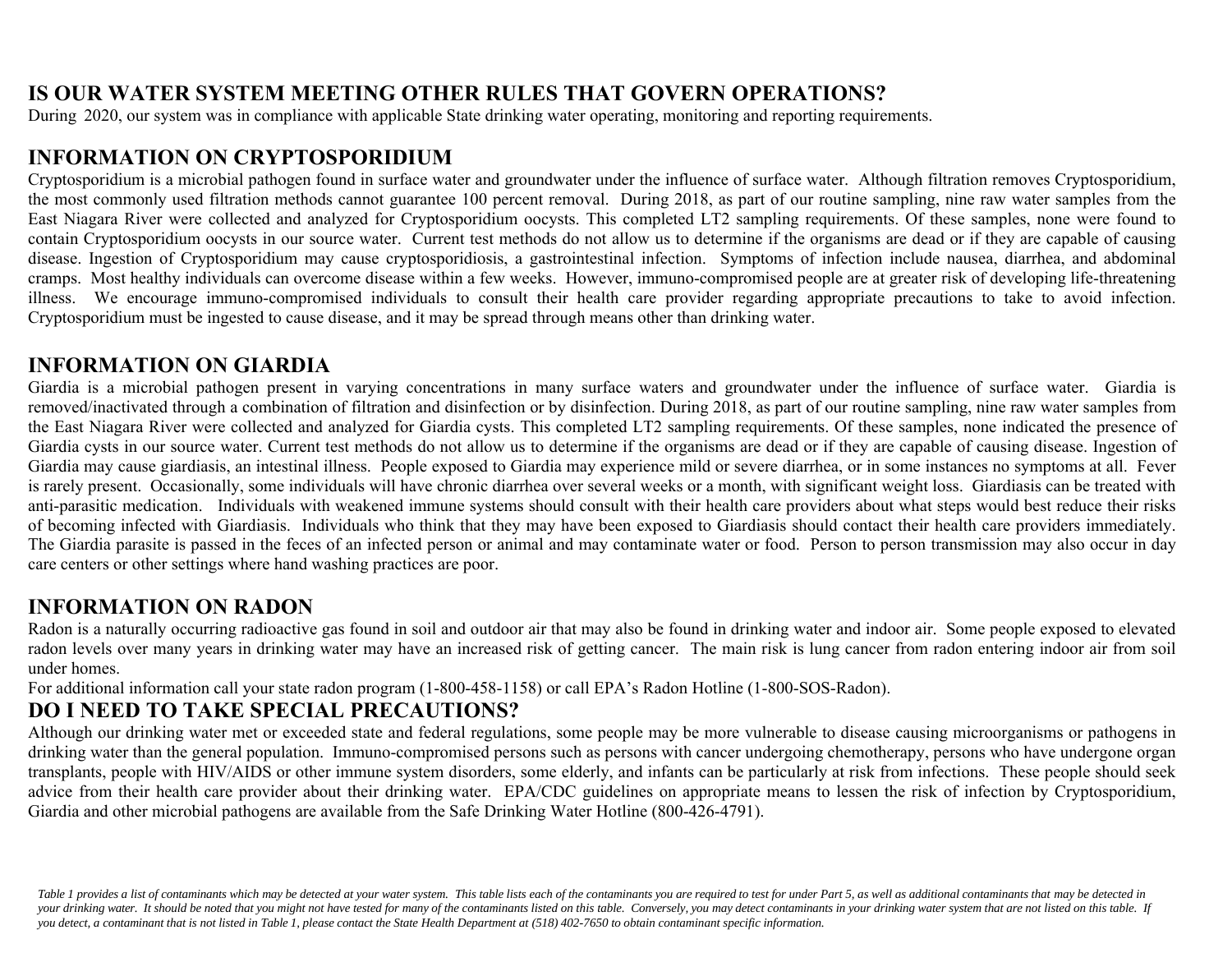## IS OUR WATER SYSTEM MEETING OTHER RULES THAT GOVERN OPERATIONS?

During 2020, our system was in compliance with applicable State drinking water operating, monitoring and reporting requirements.

## INFORMATION ON CRYPTOSPORIDIUM

Cryptosporidium is a microbial pathogen found in surface water and groundwater under the influence of surface water. Although filtration removes Cryptosporidium, the most commonly used filtration methods cannot guarantee 100 percent removal. During 2018, as part of our routine sampling, nine raw water samples from the East Niagara River were collected and analyzed for Cryptosporidium oocysts. This completed LT2 sampling requirements. Of these samples, none were found to contain Cryptosporidium oocysts in our source water. Current test methods do not allow us to determine if the organisms are dead or if they are capable of causing disease. Ingestion of Cryptosporidium may cause cryptosporidiosis, a gastrointestinal infection. Symptoms of infection include nausea, diarrhea, and abdominal cramps. Most healthy individuals can overcome disease within a few weeks. However, immuno-compromised people are at greater risk of developing life-threatening illness. We encourage immuno-compromised individuals to consult their health care provider regarding appropriate precautions to take to avoid infection. Cryptosporidium must be ingested to cause disease, and it may be spread through means other than drinking water.

## INFORMATION ON GIARDIA

Giardia is a microbial pathogen present in varying concentrations in many surface waters and groundwater under the influence of surface water. Giardia is removed/inactivated through a combination of filtration and disinfection or by disinfection. During 2018, as part of our routine sampling, nine raw water samples from the East Niagara River were collected and analyzed for Giardia cysts. This completed LT2 sampling requirements. Of these samples, none indicated the presence of Giardia cysts in our source water. Current test methods do not allow us to determine if the organisms are dead or if they are capable of causing disease. Ingestion of Giardia may cause giardiasis, an intestinal illness. People exposed to Giardia may experience mild or severe diarrhea, or in some instances no symptoms at all. Fever is rarely present. Occasionally, some individuals will have chronic diarrhea over several weeks or a month, with significant weight loss. Giardiasis can be treated with anti-parasitic medication. Individuals with weakened immune systems should consult with their health care providers about what steps would best reduce their risks of becoming infected with Giardiasis. Individuals who think that they may have been exposed to Giardiasis should contact their health care providers immediately. The Giardia parasite is passed in the feces of an infected person or animal and may contaminate water or food. Person to person transmission may also occur in day care centers or other settings where hand washing practices are poor.

## INFORMATION ON RADON

Radon is a naturally occurring radioactive gas found in soil and outdoor air that may also be found in drinking water and indoor air. Some people exposed to elevated radon levels over many years in drinking water may have an increased risk of getting cancer. The main risk is lung cancer from radon entering indoor air from soil under homes.

For additional information call your state radon program (1-800-458-1158) or call EPA's Radon Hotline (1-800-SOS-Radon).

## DO I NEED TO TAKE SPECIAL PRECAUTIONS?

Although our drinking water met or exceeded state and federal regulations, some people may be more vulnerable to disease causing microorganisms or pathogens in drinking water than the general population. Immuno-compromised persons such as persons with cancer undergoing chemotherapy, persons who have undergone organ transplants, people with HIV/AIDS or other immune system disorders, some elderly, and infants can be particularly at risk from infections. These people should seek advice from their health care provider about their drinking water. EPA/CDC guidelines on appropriate means to lessen the risk of infection by Cryptosporidium, Giardia and other microbial pathogens are available from the Safe Drinking Water Hotline (800-426-4791).

*Table 1 provides a list of contaminants which may be detected at your water system. This table lists each of the contaminants you are required to test for under Part 5, as well as additional contaminants that may be detected in your drinking water. It should be noted that you might not have tested for many of the contaminants listed on this table. Conversely, you may detect contaminants in your drinking water system that are not listed on this table. If you detect, a contaminant that is not listed in Table 1, please contact the State Health Department at (518) 402-7650 to obtain contaminant specific information.*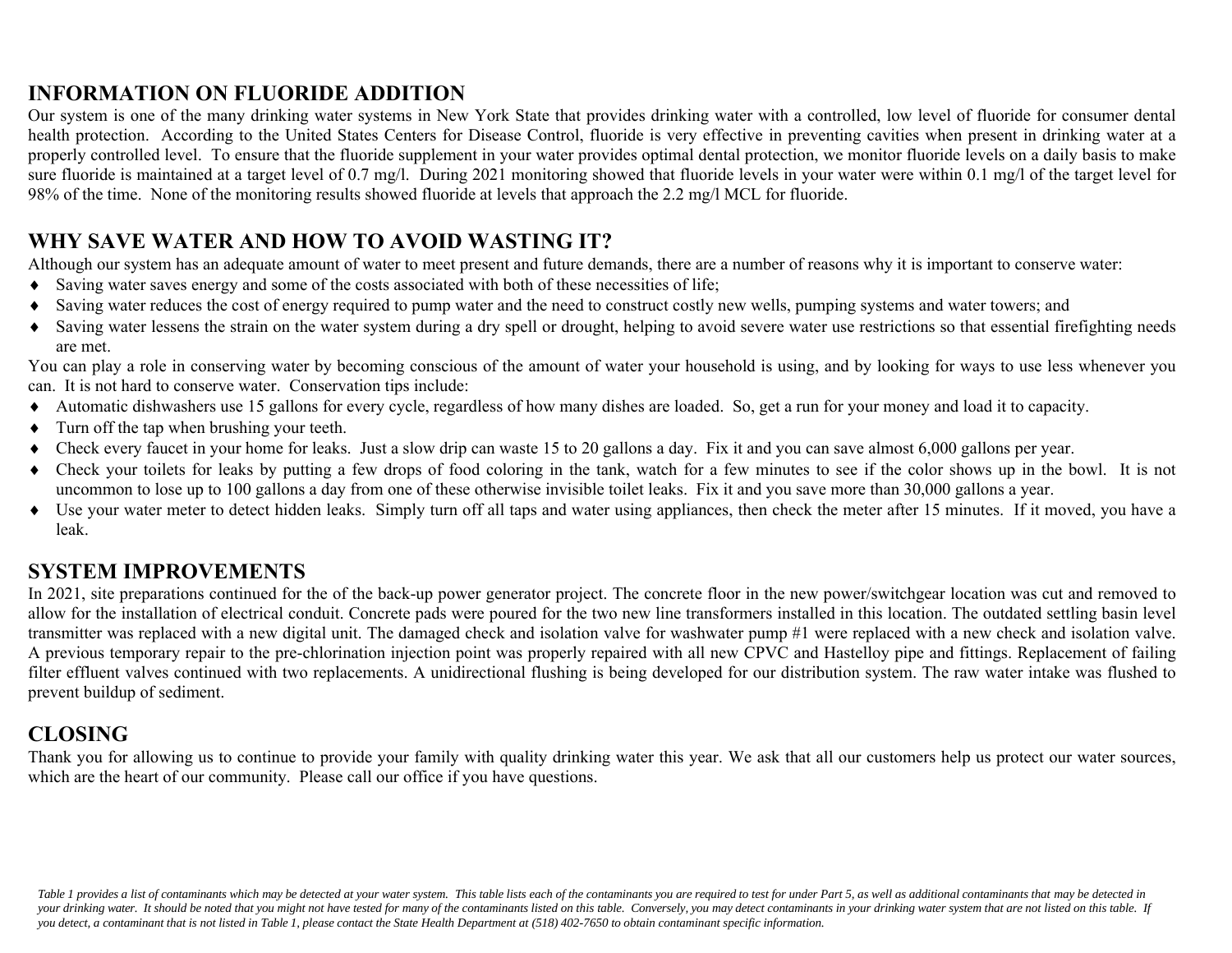## INFORMATION ON FLUORIDE ADDITION

Our system is one of the many drinking water systems in New York State that provides drinking water with a controlled, low level of fluoride for consumer dental health protection. According to the United States Centers for Disease Control, fluoride is very effective in preventing cavities when present in drinking water at a properly controlled level. To ensure that the fluoride supplement in your water provides optimal dental protection, we monitor fluoride levels on a daily basis to make sure fluoride is maintained at a target level of 0.7 mg/l. During 2021 monitoring showed that fluoride levels in your water were within 0.1 mg/l of the target level for 98% of the time. None of the monitoring results showed fluoride at levels that approach the 2.2 mg/l MCL for fluoride.

## WHY SAVE WATER AND HOW TO AVOID WASTING IT?

Although our system has an adequate amount of water to meet present and future demands, there are a number of reasons why it is important to conserve water:

- Saving water saves energy and some of the costs associated with both of these necessities of life;
- Saving water reduces the cost of energy required to pump water and the need to construct costly new wells, pumping systems and water towers; and
- Saving water lessens the strain on the water system during a dry spell or drought, helping to avoid severe water use restrictions so that essential firefighting needs are met.

You can play a role in conserving water by becoming conscious of the amount of water your household is using, and by looking for ways to use less whenever you can. It is not hard to conserve water. Conservation tips include:

- Automatic dishwashers use 15 gallons for every cycle, regardless of how many dishes are loaded. So, get a run for your money and load it to capacity.
- Turn off the tap when brushing your teeth.
- Check every faucet in your home for leaks. Just a slow drip can waste 15 to 20 gallons a day. Fix it and you can save almost 6,000 gallons per year.
- Check your toilets for leaks by putting a few drops of food coloring in the tank, watch for a few minutes to see if the color shows up in the bowl. It is not uncommon to lose up to 100 gallons a day from one of these otherwise invisible toilet leaks. Fix it and you save more than 30,000 gallons a year.
- Use your water meter to detect hidden leaks. Simply turn off all taps and water using appliances, then check the meter after 15 minutes. If it moved, you have a leak.

## SYSTEM IMPROVEMENTS

In 2021, site preparations continued for the of the back-up power generator project. The concrete floor in the new power/switchgear location was cut and removed to allow for the installation of electrical conduit. Concrete pads were poured for the two new line transformers installed in this location. The outdated settling basin level transmitter was replaced with a new digital unit. The damaged check and isolation valve for washwater pump #1 were replaced with a new check and isolation valve. A previous temporary repair to the pre-chlorination injection point was properly repaired with all new CPVC and Hastelloy pipe and fittings. Replacement of failing filter effluent valves continued with two replacements. A unidirectional flushing is being developed for our distribution system. The raw water intake was flushed to prevent buildup of sediment.

## CLOSING

Thank you for allowing us to continue to provide your family with quality drinking water this year. We ask that all our customers help us protect our water sources, which are the heart of our community. Please call our office if you have questions.

*Table 1 provides a list of contaminants which may be detected at your water system. This table lists each of the contaminants you are required to test for under Part 5, as well as additional contaminants that may be detected in your drinking water. It should be noted that you might not have tested for many of the contaminants listed on this table. Conversely, you may detect contaminants in your drinking water system that are not listed on this table. If you detect, a contaminant that is not listed in Table 1, please contact the State Health Department at (518) 402-7650 to obtain contaminant specific information.*